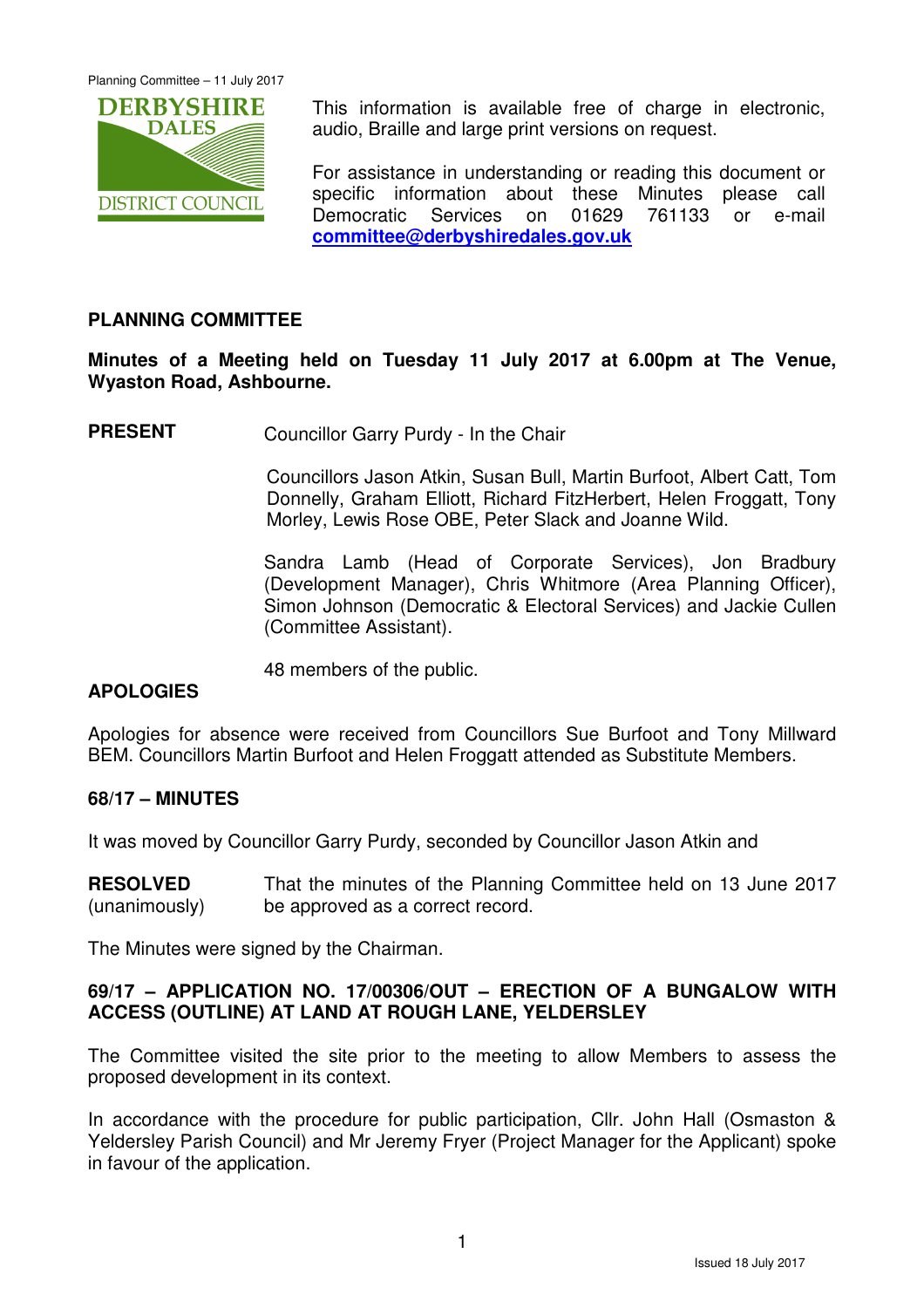This information is available free of charge in electronic, audio, Braille and large print versions on request.

For assistance in understanding or reading this document or specific information about these Minutes please call Democratic Services on 01629 761133 or e-mail **committee@derbyshiredales.gov.uk**

## PLANNING COMMITTEE

**Minutes of a Meeting held on Tuesday 11 July 2017 at 6.00pm at The Venue, Wyaston Road, Ashbourne.**

**PRESENT** Councillor Garry Purdy - In the Chair

Councillors Jason Atkin, Susan Bull, Martin Burfoot, Albert Catt, Tom Donnelly, Graham Elliott, Richard FitzHerbert, Helen Froggatt, Tony Morley, Lewis Rose OBE, Peter Slack and Joanne Wild.

Sandra Lamb (Head of Corporate Services), Jon Bradbury (Development Manager), Chris Whitmore (Area Planning Officer), Simon Johnson (Democratic & Electoral Services) and Jackie Cullen (Committee Assistant).

48 members of the public.

**APOLOGIES**

Apologies for absence were received from Councillors Sue Burfoot and Tony Millward BEM. Councillors Martin Burfoot and Helen Froggatt attended as Substitute Members.

### 68/17 – MINUTES

It was moved by Councillor Garry Purdy, seconded by Councillor Jason Atkin and

**RESOLVED** (unanimously) That the minutes of the Planning Committee held on 13 June 2017 be approved as a correct record.

The Minutes were signed by the Chairman.

### 69/17 – APPLICATION NO. 17/00306/OUT – ERECTION OF A BUNGALOW WITH ACCESS (OUTLINE) AT LAND AT ROUGH LANE, YELDERSLEY

The Committee visited the site prior to the meeting to allow Members to assess the proposed development in its context.

In accordance with the procedure for public participation, Cllr. John Hall (Osmaston & Yeldersley Parish Council) and Mr Jeremy Fryer (Project Manager for the Applicant) spoke in favour of the application.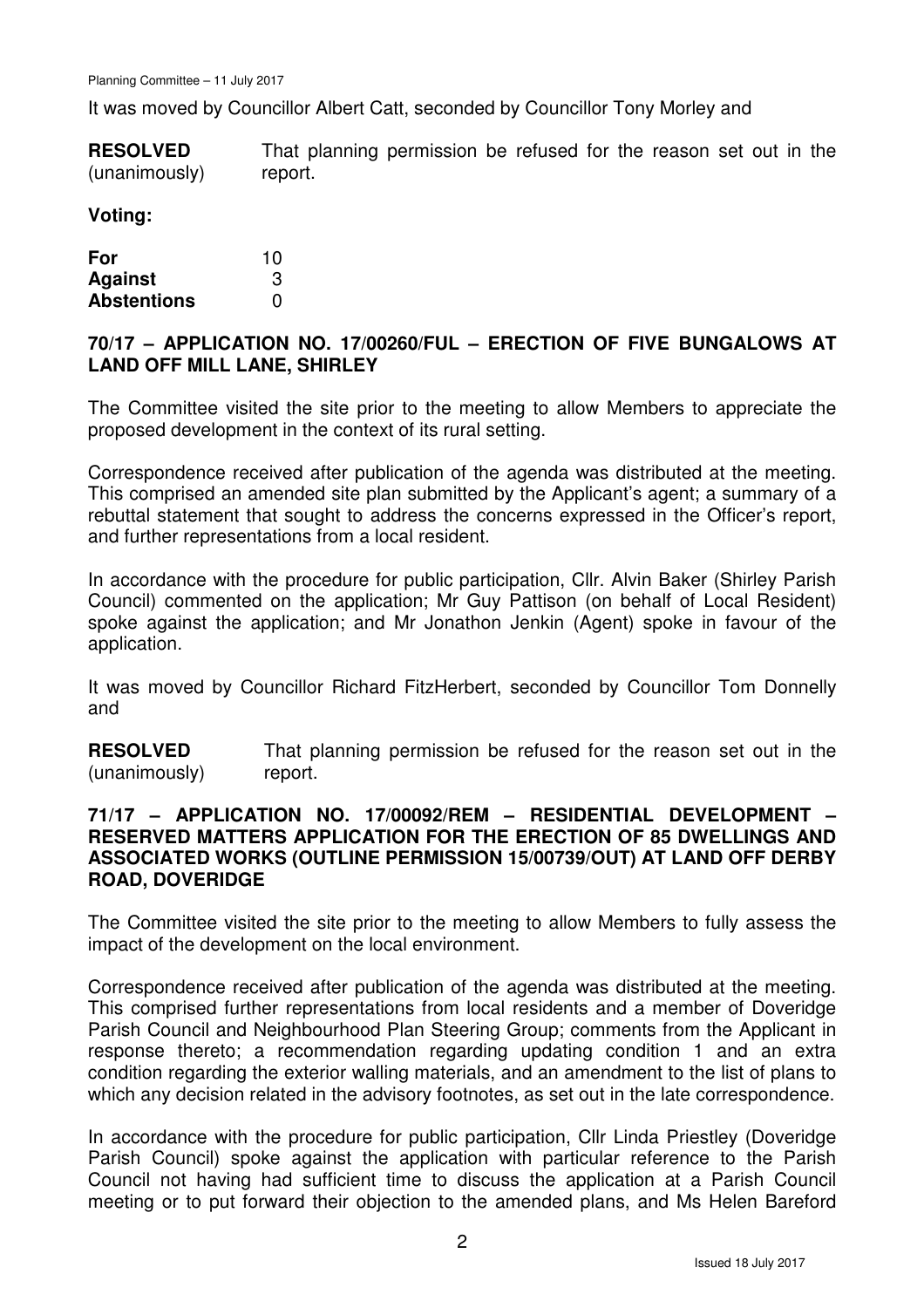It was moved by Councillor Albert Catt, seconded by Councillor Tony Morley and

| | |
|---|---|
| **RESOLVED** (unanimously) | That planning permission be refused for the reason set out in the report. |

**Voting:**

| | |
|---|---|
| **For** | 10 |
| **Against** | 3 |
| **Abstentions** | 0 |

## 70/17 – APPLICATION NO. 17/00260/FUL – ERECTION OF FIVE BUNGALOWS AT LAND OFF MILL LANE, SHIRLEY

The Committee visited the site prior to the meeting to allow Members to appreciate the proposed development in the context of its rural setting.

Correspondence received after publication of the agenda was distributed at the meeting. This comprised an amended site plan submitted by the Applicant's agent; a summary of a rebuttal statement that sought to address the concerns expressed in the Officer's report, and further representations from a local resident.

In accordance with the procedure for public participation, Cllr. Alvin Baker (Shirley Parish Council) commented on the application; Mr Guy Pattison (on behalf of Local Resident) spoke against the application; and Mr Jonathon Jenkin (Agent) spoke in favour of the application.

It was moved by Councillor Richard FitzHerbert, seconded by Councillor Tom Donnelly and

| | |
|---|---|
| **RESOLVED** (unanimously) | That planning permission be refused for the reason set out in the report. |

## 71/17 – APPLICATION NO. 17/00092/REM – RESIDENTIAL DEVELOPMENT – RESERVED MATTERS APPLICATION FOR THE ERECTION OF 85 DWELLINGS AND ASSOCIATED WORKS (OUTLINE PERMISSION 15/00739/OUT) AT LAND OFF DERBY ROAD, DOVERIDGE

The Committee visited the site prior to the meeting to allow Members to fully assess the impact of the development on the local environment.

Correspondence received after publication of the agenda was distributed at the meeting. This comprised further representations from local residents and a member of Doveridge Parish Council and Neighbourhood Plan Steering Group; comments from the Applicant in response thereto; a recommendation regarding updating condition 1 and an extra condition regarding the exterior walling materials, and an amendment to the list of plans to which any decision related in the advisory footnotes, as set out in the late correspondence.

In accordance with the procedure for public participation, Cllr Linda Priestley (Doveridge Parish Council) spoke against the application with particular reference to the Parish Council not having had sufficient time to discuss the application at a Parish Council meeting or to put forward their objection to the amended plans, and Ms Helen Bareford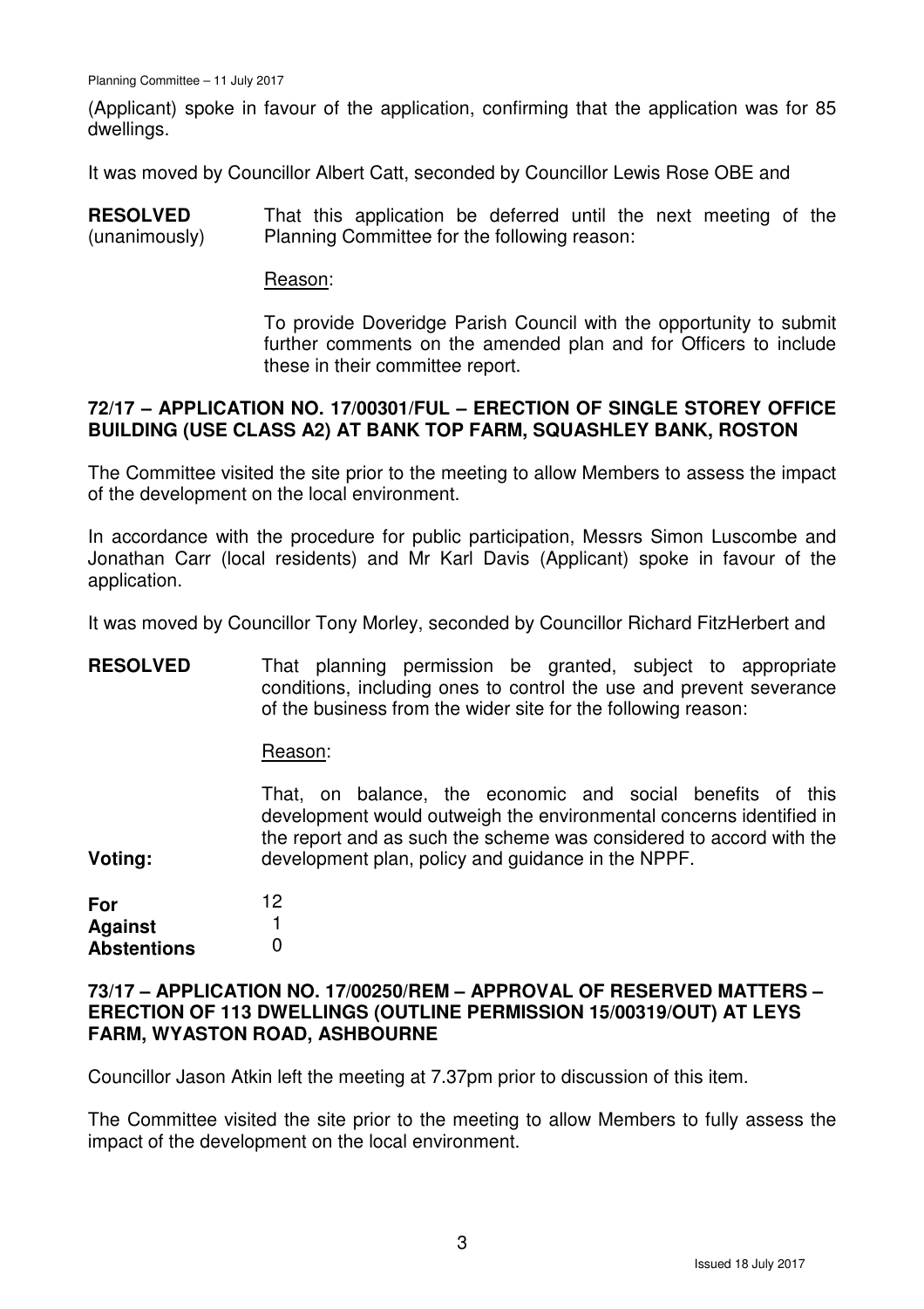(Applicant) spoke in favour of the application, confirming that the application was for 85 dwellings.

It was moved by Councillor Albert Catt, seconded by Councillor Lewis Rose OBE and

**RESOLVED** (unanimously) That this application be deferred until the next meeting of the Planning Committee for the following reason:

Reason:

To provide Doveridge Parish Council with the opportunity to submit further comments on the amended plan and for Officers to include these in their committee report.

### 72/17 – APPLICATION NO. 17/00301/FUL – ERECTION OF SINGLE STOREY OFFICE BUILDING (USE CLASS A2) AT BANK TOP FARM, SQUASHLEY BANK, ROSTON

The Committee visited the site prior to the meeting to allow Members to assess the impact of the development on the local environment.

In accordance with the procedure for public participation, Messrs Simon Luscombe and Jonathan Carr (local residents) and Mr Karl Davis (Applicant) spoke in favour of the application.

It was moved by Councillor Tony Morley, seconded by Councillor Richard FitzHerbert and

**RESOLVED** That planning permission be granted, subject to appropriate conditions, including ones to control the use and prevent severance of the business from the wider site for the following reason:

Reason:

That, on balance, the economic and social benefits of this development would outweigh the environmental concerns identified in the report and as such the scheme was considered to accord with the development plan, policy and guidance in the NPPF.

**Voting:**

| | |
|---|---|
| **For** | 12 |
| **Against** | 1 |
| **Abstentions** | 0 |

### 73/17 – APPLICATION NO. 17/00250/REM – APPROVAL OF RESERVED MATTERS – ERECTION OF 113 DWELLINGS (OUTLINE PERMISSION 15/00319/OUT) AT LEYS FARM, WYASTON ROAD, ASHBOURNE

Councillor Jason Atkin left the meeting at 7.37pm prior to discussion of this item.

The Committee visited the site prior to the meeting to allow Members to fully assess the impact of the development on the local environment.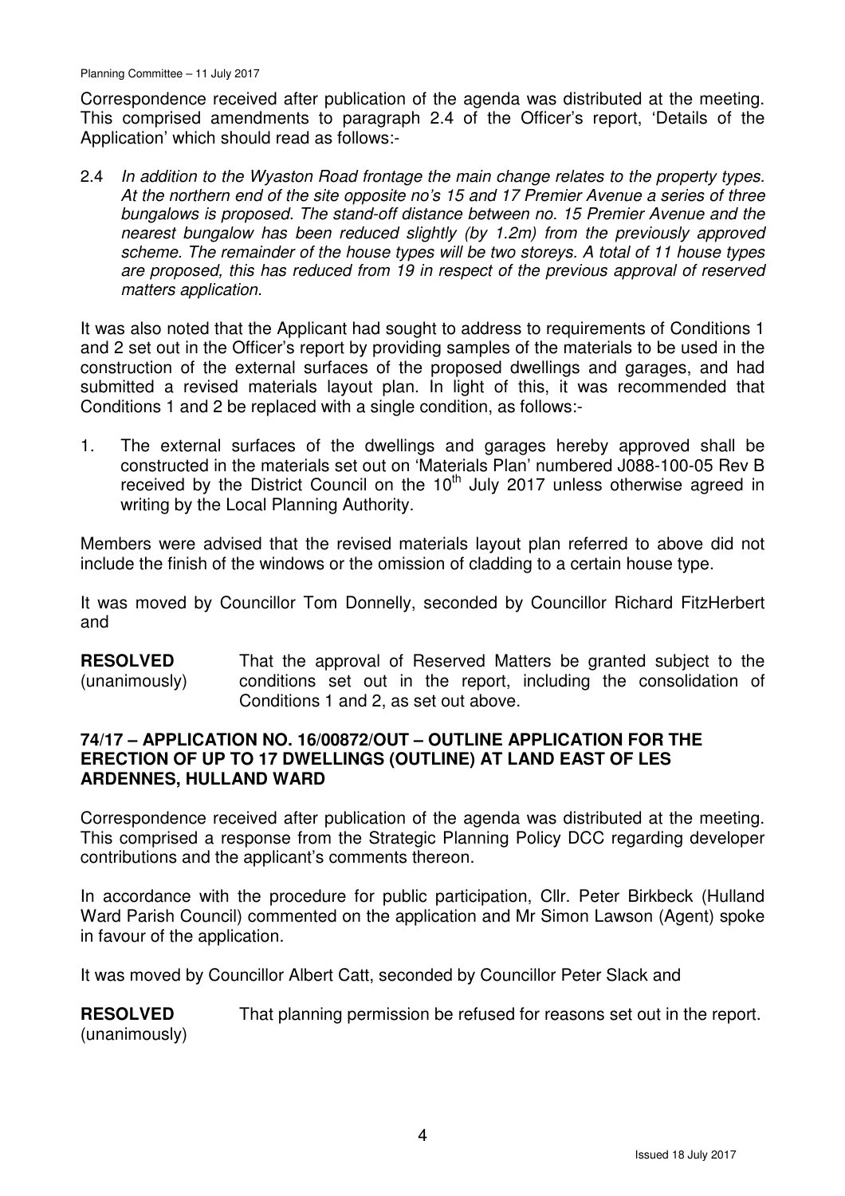Correspondence received after publication of the agenda was distributed at the meeting. This comprised amendments to paragraph 2.4 of the Officer's report, 'Details of the Application' which should read as follows:-

2.4 *In addition to the Wyaston Road frontage the main change relates to the property types. At the northern end of the site opposite no's 15 and 17 Premier Avenue a series of three bungalows is proposed. The stand-off distance between no. 15 Premier Avenue and the nearest bungalow has been reduced slightly (by 1.2m) from the previously approved scheme. The remainder of the house types will be two storeys. A total of 11 house types are proposed, this has reduced from 19 in respect of the previous approval of reserved matters application.*

It was also noted that the Applicant had sought to address to requirements of Conditions 1 and 2 set out in the Officer's report by providing samples of the materials to be used in the construction of the external surfaces of the proposed dwellings and garages, and had submitted a revised materials layout plan. In light of this, it was recommended that Conditions 1 and 2 be replaced with a single condition, as follows:-

1. The external surfaces of the dwellings and garages hereby approved shall be constructed in the materials set out on 'Materials Plan' numbered J088-100-05 Rev B received by the District Council on the 10th July 2017 unless otherwise agreed in writing by the Local Planning Authority.

Members were advised that the revised materials layout plan referred to above did not include the finish of the windows or the omission of cladding to a certain house type.

It was moved by Councillor Tom Donnelly, seconded by Councillor Richard FitzHerbert and

**RESOLVED** (unanimously) That the approval of Reserved Matters be granted subject to the conditions set out in the report, including the consolidation of Conditions 1 and 2, as set out above.

## 74/17 – APPLICATION NO. 16/00872/OUT – OUTLINE APPLICATION FOR THE ERECTION OF UP TO 17 DWELLINGS (OUTLINE) AT LAND EAST OF LES ARDENNES, HULLAND WARD

Correspondence received after publication of the agenda was distributed at the meeting. This comprised a response from the Strategic Planning Policy DCC regarding developer contributions and the applicant's comments thereon.

In accordance with the procedure for public participation, Cllr. Peter Birkbeck (Hulland Ward Parish Council) commented on the application and Mr Simon Lawson (Agent) spoke in favour of the application.

It was moved by Councillor Albert Catt, seconded by Councillor Peter Slack and

**RESOLVED** (unanimously) That planning permission be refused for reasons set out in the report.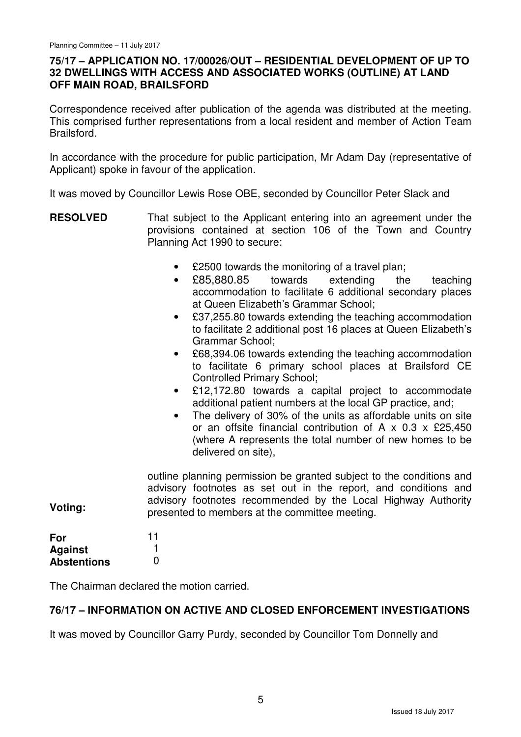## 75/17 – APPLICATION NO. 17/00026/OUT – RESIDENTIAL DEVELOPMENT OF UP TO 32 DWELLINGS WITH ACCESS AND ASSOCIATED WORKS (OUTLINE) AT LAND OFF MAIN ROAD, BRAILSFORD

Correspondence received after publication of the agenda was distributed at the meeting. This comprised further representations from a local resident and member of Action Team Brailsford.

In accordance with the procedure for public participation, Mr Adam Day (representative of Applicant) spoke in favour of the application.

It was moved by Councillor Lewis Rose OBE, seconded by Councillor Peter Slack and

**RESOLVED** That subject to the Applicant entering into an agreement under the provisions contained at section 106 of the Town and Country Planning Act 1990 to secure:

- £2500 towards the monitoring of a travel plan;
- £85,880.85 towards extending the teaching accommodation to facilitate 6 additional secondary places at Queen Elizabeth's Grammar School;
- £37,255.80 towards extending the teaching accommodation to facilitate 2 additional post 16 places at Queen Elizabeth's Grammar School;
- £68,394.06 towards extending the teaching accommodation to facilitate 6 primary school places at Brailsford CE Controlled Primary School;
- £12,172.80 towards a capital project to accommodate additional patient numbers at the local GP practice, and;
- The delivery of 30% of the units as affordable units on site or an offsite financial contribution of A x 0.3 x £25,450 (where A represents the total number of new homes to be delivered on site),

outline planning permission be granted subject to the conditions and advisory footnotes as set out in the report, and conditions and advisory footnotes recommended by the Local Highway Authority presented to members at the committee meeting.

**Voting:**

| | |
|---|---|
| **For** | 11 |
| **Against** | 1 |
| **Abstentions** | 0 |

The Chairman declared the motion carried.

## 76/17 – INFORMATION ON ACTIVE AND CLOSED ENFORCEMENT INVESTIGATIONS

It was moved by Councillor Garry Purdy, seconded by Councillor Tom Donnelly and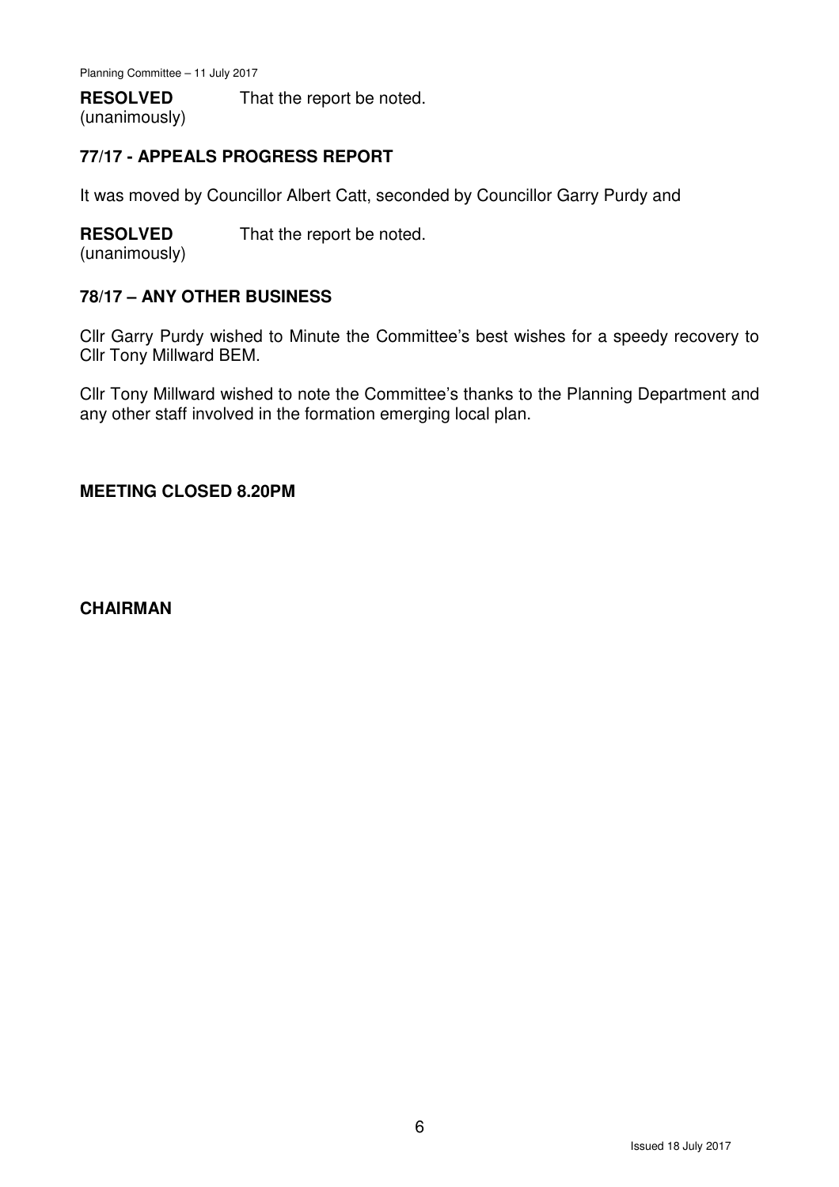**RESOLVED** (unanimously) That the report be noted.

## 77/17 - APPEALS PROGRESS REPORT

It was moved by Councillor Albert Catt, seconded by Councillor Garry Purdy and

**RESOLVED** (unanimously) That the report be noted.

## 78/17 – ANY OTHER BUSINESS

Cllr Garry Purdy wished to Minute the Committee's best wishes for a speedy recovery to Cllr Tony Millward BEM.

Cllr Tony Millward wished to note the Committee's thanks to the Planning Department and any other staff involved in the formation emerging local plan.

**MEETING CLOSED 8.20PM**

**CHAIRMAN**

Issued 18 July 2017